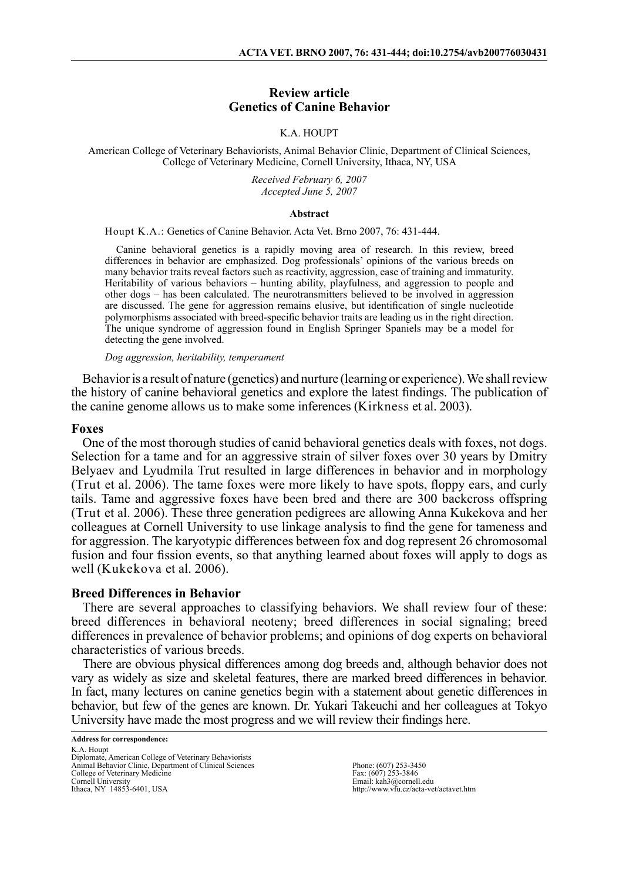# Review article
# Genetics of Canine Behavior

K.A. HOUPT

American College of Veterinary Behaviorists, Animal Behavior Clinic, Department of Clinical Sciences, College of Veterinary Medicine, Cornell University, Ithaca, NY, USA

*Received February 6, 2007*
*Accepted June 5, 2007*

**Abstract**

Houpt K.A.: Genetics of Canine Behavior. Acta Vet. Brno 2007, 76: 431-444.

Canine behavioral genetics is a rapidly moving area of research. In this review, breed differences in behavior are emphasized. Dog professionals' opinions of the various breeds on many behavior traits reveal factors such as reactivity, aggression, ease of training and immaturity. Heritability of various behaviors – hunting ability, playfulness, and aggression to people and other dogs – has been calculated. The neurotransmitters believed to be involved in aggression are discussed. The gene for aggression remains elusive, but identification of single nucleotide polymorphisms associated with breed-specific behavior traits are leading us in the right direction. The unique syndrome of aggression found in English Springer Spaniels may be a model for detecting the gene involved.

*Dog aggression, heritability, temperament*

Behavior is a result of nature (genetics) and nurture (learning or experience). We shall review the history of canine behavioral genetics and explore the latest findings. The publication of the canine genome allows us to make some inferences (Kirkness et al. 2003).

## Foxes

One of the most thorough studies of canid behavioral genetics deals with foxes, not dogs. Selection for a tame and for an aggressive strain of silver foxes over 30 years by Dmitry Belyaev and Lyudmila Trut resulted in large differences in behavior and in morphology (Trut et al. 2006). The tame foxes were more likely to have spots, floppy ears, and curly tails. Tame and aggressive foxes have been bred and there are 300 backcross offspring (Trut et al. 2006). These three generation pedigrees are allowing Anna Kukekova and her colleagues at Cornell University to use linkage analysis to find the gene for tameness and for aggression. The karyotypic differences between fox and dog represent 26 chromosomal fusion and four fission events, so that anything learned about foxes will apply to dogs as well (Kukekova et al. 2006).

## Breed Differences in Behavior

There are several approaches to classifying behaviors. We shall review four of these: breed differences in behavioral neoteny; breed differences in social signaling; breed differences in prevalence of behavior problems; and opinions of dog experts on behavioral characteristics of various breeds.

There are obvious physical differences among dog breeds and, although behavior does not vary as widely as size and skeletal features, there are marked breed differences in behavior. In fact, many lectures on canine genetics begin with a statement about genetic differences in behavior, but few of the genes are known. Dr. Yukari Takeuchi and her colleagues at Tokyo University have made the most progress and we will review their findings here.

**Address for correspondence:**
K.A. Houpt
Diplomate, American College of Veterinary Behaviorists
Animal Behavior Clinic, Department of Clinical Sciences
College of Veterinary Medicine
Cornell University
Ithaca, NY 14853-6401, USA

Phone: (607) 253-3450
Fax: (607) 253-3846
Email: kah3@cornell.edu
http://www.vfu.cz/acta-vet/actavet.htm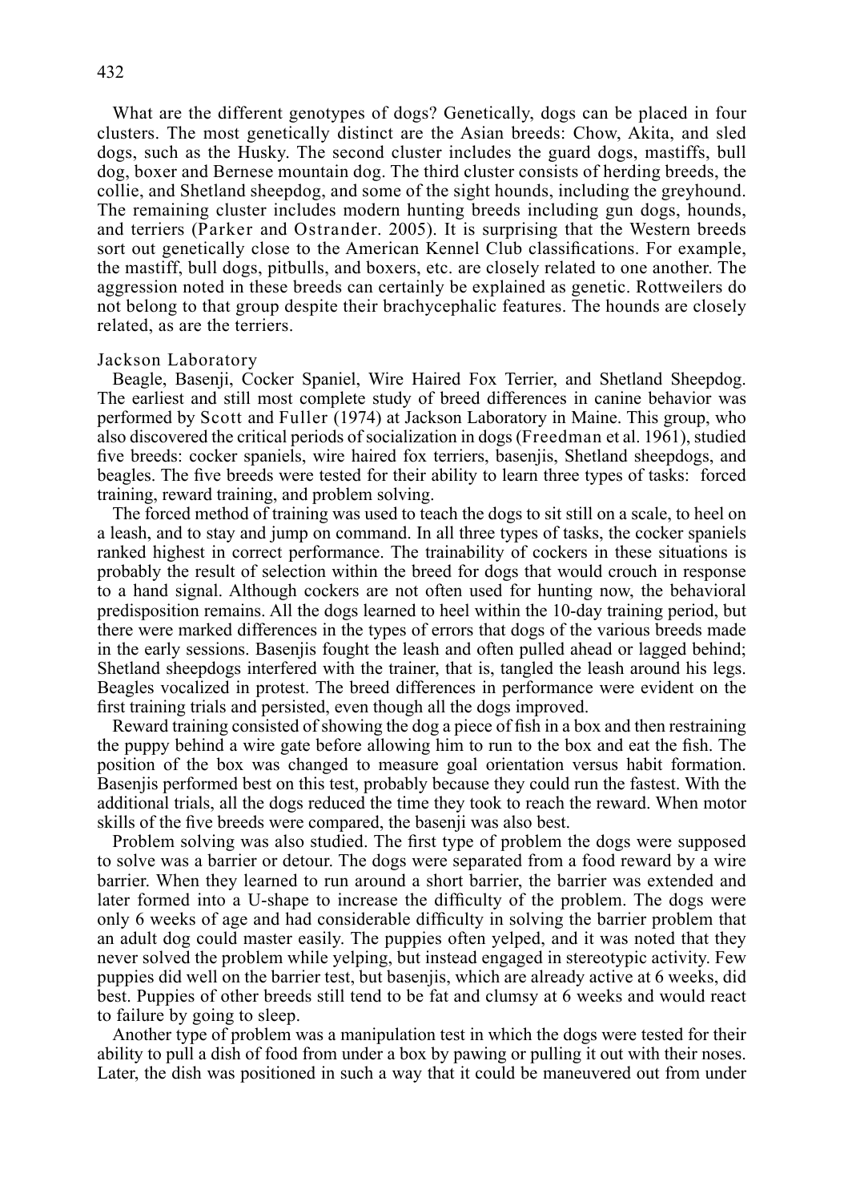What are the different genotypes of dogs? Genetically, dogs can be placed in four clusters. The most genetically distinct are the Asian breeds: Chow, Akita, and sled dogs, such as the Husky. The second cluster includes the guard dogs, mastiffs, bull dog, boxer and Bernese mountain dog. The third cluster consists of herding breeds, the collie, and Shetland sheepdog, and some of the sight hounds, including the greyhound. The remaining cluster includes modern hunting breeds including gun dogs, hounds, and terriers (Parker and Ostrander. 2005). It is surprising that the Western breeds sort out genetically close to the American Kennel Club classifications. For example, the mastiff, bull dogs, pitbulls, and boxers, etc. are closely related to one another. The aggression noted in these breeds can certainly be explained as genetic. Rottweilers do not belong to that group despite their brachycephalic features. The hounds are closely related, as are the terriers.

## Jackson Laboratory

Beagle, Basenji, Cocker Spaniel, Wire Haired Fox Terrier, and Shetland Sheepdog. The earliest and still most complete study of breed differences in canine behavior was performed by Scott and Fuller (1974) at Jackson Laboratory in Maine. This group, who also discovered the critical periods of socialization in dogs (Freedman et al. 1961), studied five breeds: cocker spaniels, wire haired fox terriers, basenjis, Shetland sheepdogs, and beagles. The five breeds were tested for their ability to learn three types of tasks: forced training, reward training, and problem solving.

The forced method of training was used to teach the dogs to sit still on a scale, to heel on a leash, and to stay and jump on command. In all three types of tasks, the cocker spaniels ranked highest in correct performance. The trainability of cockers in these situations is probably the result of selection within the breed for dogs that would crouch in response to a hand signal. Although cockers are not often used for hunting now, the behavioral predisposition remains. All the dogs learned to heel within the 10-day training period, but there were marked differences in the types of errors that dogs of the various breeds made in the early sessions. Basenjis fought the leash and often pulled ahead or lagged behind; Shetland sheepdogs interfered with the trainer, that is, tangled the leash around his legs. Beagles vocalized in protest. The breed differences in performance were evident on the first training trials and persisted, even though all the dogs improved.

Reward training consisted of showing the dog a piece of fish in a box and then restraining the puppy behind a wire gate before allowing him to run to the box and eat the fish. The position of the box was changed to measure goal orientation versus habit formation. Basenjis performed best on this test, probably because they could run the fastest. With the additional trials, all the dogs reduced the time they took to reach the reward. When motor skills of the five breeds were compared, the basenji was also best.

Problem solving was also studied. The first type of problem the dogs were supposed to solve was a barrier or detour. The dogs were separated from a food reward by a wire barrier. When they learned to run around a short barrier, the barrier was extended and later formed into a U-shape to increase the difficulty of the problem. The dogs were only 6 weeks of age and had considerable difficulty in solving the barrier problem that an adult dog could master easily. The puppies often yelped, and it was noted that they never solved the problem while yelping, but instead engaged in stereotypic activity. Few puppies did well on the barrier test, but basenjis, which are already active at 6 weeks, did best. Puppies of other breeds still tend to be fat and clumsy at 6 weeks and would react to failure by going to sleep.

Another type of problem was a manipulation test in which the dogs were tested for their ability to pull a dish of food from under a box by pawing or pulling it out with their noses. Later, the dish was positioned in such a way that it could be maneuvered out from under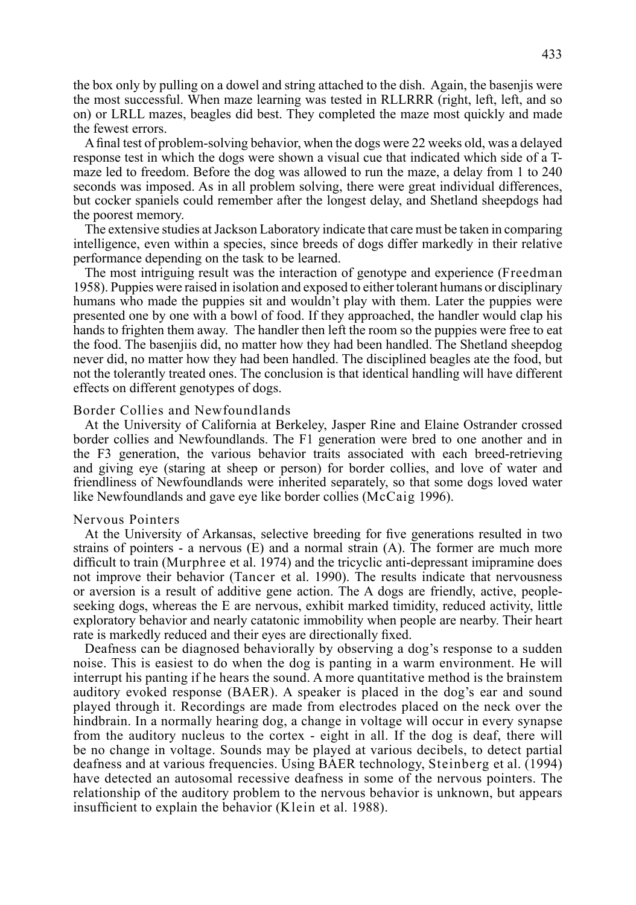the box only by pulling on a dowel and string attached to the dish. Again, the basenjis were the most successful. When maze learning was tested in RLLRRR (right, left, left, and so on) or LRLL mazes, beagles did best. They completed the maze most quickly and made the fewest errors.

A final test of problem-solving behavior, when the dogs were 22 weeks old, was a delayed response test in which the dogs were shown a visual cue that indicated which side of a T-maze led to freedom. Before the dog was allowed to run the maze, a delay from 1 to 240 seconds was imposed. As in all problem solving, there were great individual differences, but cocker spaniels could remember after the longest delay, and Shetland sheepdogs had the poorest memory.

The extensive studies at Jackson Laboratory indicate that care must be taken in comparing intelligence, even within a species, since breeds of dogs differ markedly in their relative performance depending on the task to be learned.

The most intriguing result was the interaction of genotype and experience (Freedman 1958). Puppies were raised in isolation and exposed to either tolerant humans or disciplinary humans who made the puppies sit and wouldn't play with them. Later the puppies were presented one by one with a bowl of food. If they approached, the handler would clap his hands to frighten them away. The handler then left the room so the puppies were free to eat the food. The basenjiis did, no matter how they had been handled. The Shetland sheepdog never did, no matter how they had been handled. The disciplined beagles ate the food, but not the tolerantly treated ones. The conclusion is that identical handling will have different effects on different genotypes of dogs.

### Border Collies and Newfoundlands

At the University of California at Berkeley, Jasper Rine and Elaine Ostrander crossed border collies and Newfoundlands. The F1 generation were bred to one another and in the F3 generation, the various behavior traits associated with each breed-retrieving and giving eye (staring at sheep or person) for border collies, and love of water and friendliness of Newfoundlands were inherited separately, so that some dogs loved water like Newfoundlands and gave eye like border collies (McCaig 1996).

### Nervous Pointers

At the University of Arkansas, selective breeding for five generations resulted in two strains of pointers - a nervous (E) and a normal strain (A). The former are much more difficult to train (Murphree et al. 1974) and the tricyclic anti-depressant imipramine does not improve their behavior (Tancer et al. 1990). The results indicate that nervousness or aversion is a result of additive gene action. The A dogs are friendly, active, people-seeking dogs, whereas the E are nervous, exhibit marked timidity, reduced activity, little exploratory behavior and nearly catatonic immobility when people are nearby. Their heart rate is markedly reduced and their eyes are directionally fixed.

Deafness can be diagnosed behaviorally by observing a dog's response to a sudden noise. This is easiest to do when the dog is panting in a warm environment. He will interrupt his panting if he hears the sound. A more quantitative method is the brainstem auditory evoked response (BAER). A speaker is placed in the dog's ear and sound played through it. Recordings are made from electrodes placed on the neck over the hindbrain. In a normally hearing dog, a change in voltage will occur in every synapse from the auditory nucleus to the cortex - eight in all. If the dog is deaf, there will be no change in voltage. Sounds may be played at various decibels, to detect partial deafness and at various frequencies. Using BAER technology, Steinberg et al. (1994) have detected an autosomal recessive deafness in some of the nervous pointers. The relationship of the auditory problem to the nervous behavior is unknown, but appears insufficient to explain the behavior (Klein et al. 1988).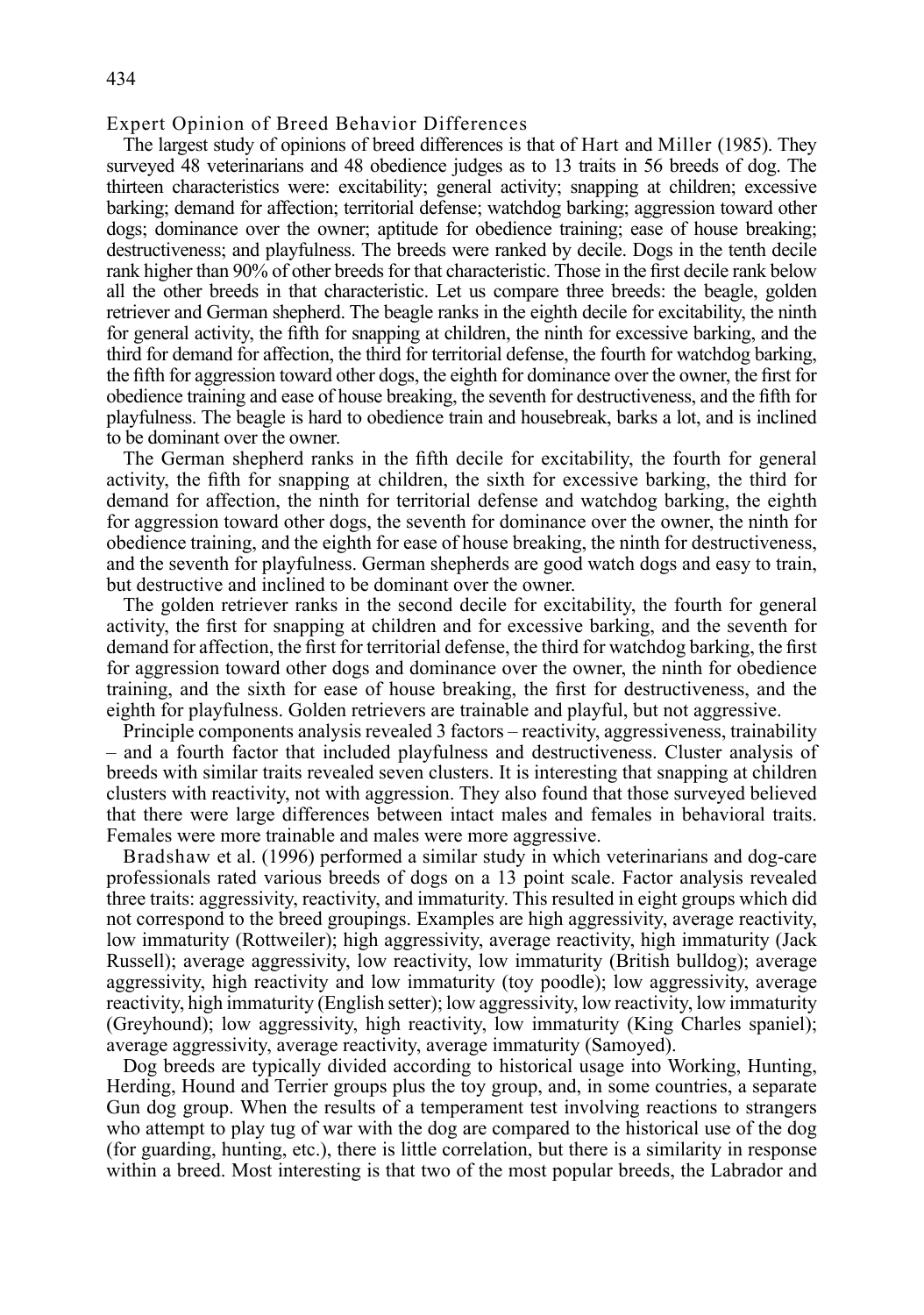## Expert Opinion of Breed Behavior Differences

The largest study of opinions of breed differences is that of Hart and Miller (1985). They surveyed 48 veterinarians and 48 obedience judges as to 13 traits in 56 breeds of dog. The thirteen characteristics were: excitability; general activity; snapping at children; excessive barking; demand for affection; territorial defense; watchdog barking; aggression toward other dogs; dominance over the owner; aptitude for obedience training; ease of house breaking; destructiveness; and playfulness. The breeds were ranked by decile. Dogs in the tenth decile rank higher than 90% of other breeds for that characteristic. Those in the first decile rank below all the other breeds in that characteristic. Let us compare three breeds: the beagle, golden retriever and German shepherd. The beagle ranks in the eighth decile for excitability, the ninth for general activity, the fifth for snapping at children, the ninth for excessive barking, and the third for demand for affection, the third for territorial defense, the fourth for watchdog barking, the fifth for aggression toward other dogs, the eighth for dominance over the owner, the first for obedience training and ease of house breaking, the seventh for destructiveness, and the fifth for playfulness. The beagle is hard to obedience train and housebreak, barks a lot, and is inclined to be dominant over the owner.

The German shepherd ranks in the fifth decile for excitability, the fourth for general activity, the fifth for snapping at children, the sixth for excessive barking, the third for demand for affection, the ninth for territorial defense and watchdog barking, the eighth for aggression toward other dogs, the seventh for dominance over the owner, the ninth for obedience training, and the eighth for ease of house breaking, the ninth for destructiveness, and the seventh for playfulness. German shepherds are good watch dogs and easy to train, but destructive and inclined to be dominant over the owner.

The golden retriever ranks in the second decile for excitability, the fourth for general activity, the first for snapping at children and for excessive barking, and the seventh for demand for affection, the first for territorial defense, the third for watchdog barking, the first for aggression toward other dogs and dominance over the owner, the ninth for obedience training, and the sixth for ease of house breaking, the first for destructiveness, and the eighth for playfulness. Golden retrievers are trainable and playful, but not aggressive.

Principle components analysis revealed 3 factors – reactivity, aggressiveness, trainability – and a fourth factor that included playfulness and destructiveness. Cluster analysis of breeds with similar traits revealed seven clusters. It is interesting that snapping at children clusters with reactivity, not with aggression. They also found that those surveyed believed that there were large differences between intact males and females in behavioral traits. Females were more trainable and males were more aggressive.

Bradshaw et al. (1996) performed a similar study in which veterinarians and dog-care professionals rated various breeds of dogs on a 13 point scale. Factor analysis revealed three traits: aggressivity, reactivity, and immaturity. This resulted in eight groups which did not correspond to the breed groupings. Examples are high aggressivity, average reactivity, low immaturity (Rottweiler); high aggressivity, average reactivity, high immaturity (Jack Russell); average aggressivity, low reactivity, low immaturity (British bulldog); average aggressivity, high reactivity and low immaturity (toy poodle); low aggressivity, average reactivity, high immaturity (English setter); low aggressivity, low reactivity, low immaturity (Greyhound); low aggressivity, high reactivity, low immaturity (King Charles spaniel); average aggressivity, average reactivity, average immaturity (Samoyed).

Dog breeds are typically divided according to historical usage into Working, Hunting, Herding, Hound and Terrier groups plus the toy group, and, in some countries, a separate Gun dog group. When the results of a temperament test involving reactions to strangers who attempt to play tug of war with the dog are compared to the historical use of the dog (for guarding, hunting, etc.), there is little correlation, but there is a similarity in response within a breed. Most interesting is that two of the most popular breeds, the Labrador and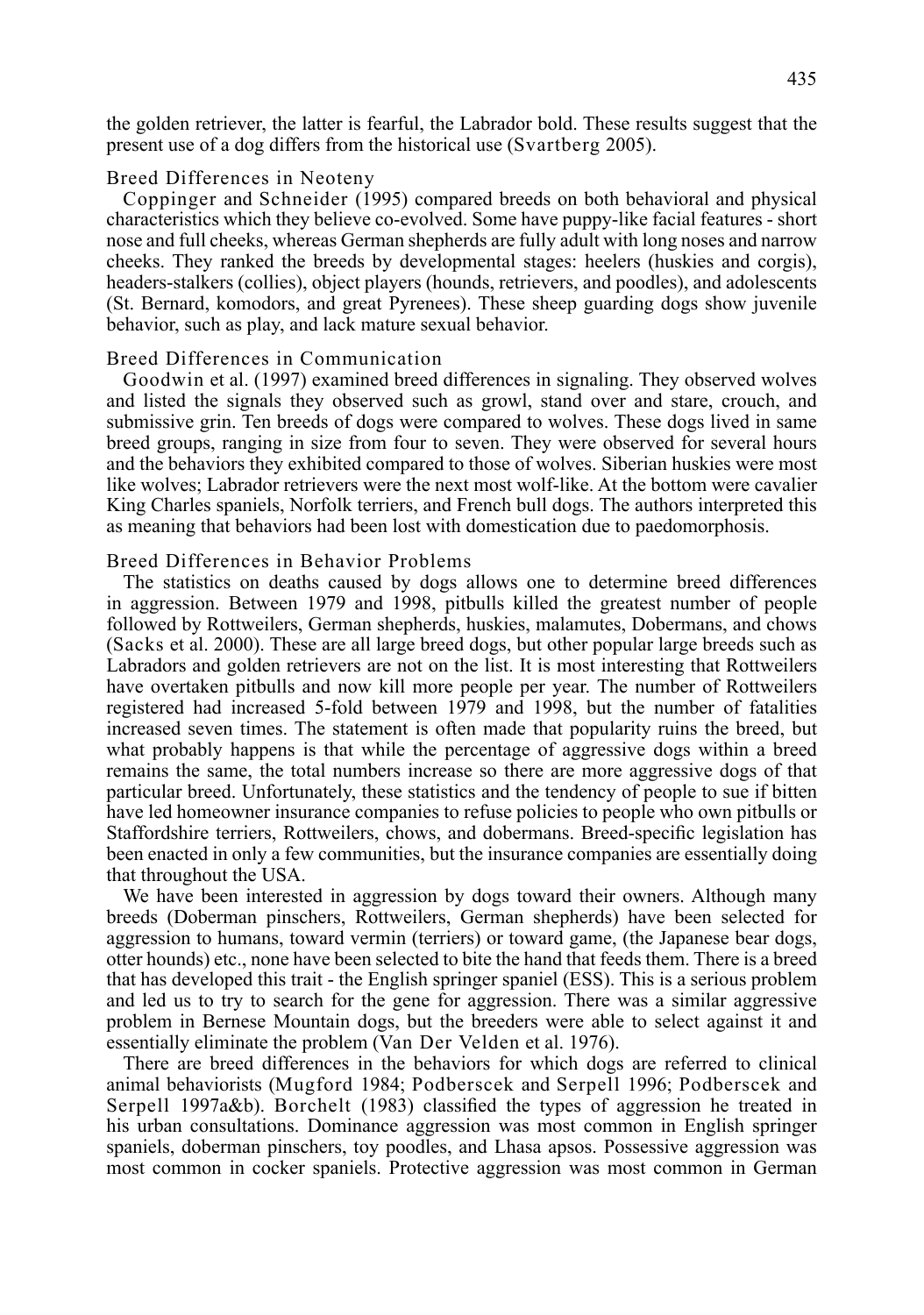the golden retriever, the latter is fearful, the Labrador bold. These results suggest that the present use of a dog differs from the historical use (Svartberg 2005).

### Breed Differences in Neoteny

Coppinger and Schneider (1995) compared breeds on both behavioral and physical characteristics which they believe co-evolved. Some have puppy-like facial features - short nose and full cheeks, whereas German shepherds are fully adult with long noses and narrow cheeks. They ranked the breeds by developmental stages: heelers (huskies and corgis), headers-stalkers (collies), object players (hounds, retrievers, and poodles), and adolescents (St. Bernard, komodors, and great Pyrenees). These sheep guarding dogs show juvenile behavior, such as play, and lack mature sexual behavior.

### Breed Differences in Communication

Goodwin et al. (1997) examined breed differences in signaling. They observed wolves and listed the signals they observed such as growl, stand over and stare, crouch, and submissive grin. Ten breeds of dogs were compared to wolves. These dogs lived in same breed groups, ranging in size from four to seven. They were observed for several hours and the behaviors they exhibited compared to those of wolves. Siberian huskies were most like wolves; Labrador retrievers were the next most wolf-like. At the bottom were cavalier King Charles spaniels, Norfolk terriers, and French bull dogs. The authors interpreted this as meaning that behaviors had been lost with domestication due to paedomorphosis.

### Breed Differences in Behavior Problems

The statistics on deaths caused by dogs allows one to determine breed differences in aggression. Between 1979 and 1998, pitbulls killed the greatest number of people followed by Rottweilers, German shepherds, huskies, malamutes, Dobermans, and chows (Sacks et al. 2000). These are all large breed dogs, but other popular large breeds such as Labradors and golden retrievers are not on the list. It is most interesting that Rottweilers have overtaken pitbulls and now kill more people per year. The number of Rottweilers registered had increased 5-fold between 1979 and 1998, but the number of fatalities increased seven times. The statement is often made that popularity ruins the breed, but what probably happens is that while the percentage of aggressive dogs within a breed remains the same, the total numbers increase so there are more aggressive dogs of that particular breed. Unfortunately, these statistics and the tendency of people to sue if bitten have led homeowner insurance companies to refuse policies to people who own pitbulls or Staffordshire terriers, Rottweilers, chows, and dobermans. Breed-specific legislation has been enacted in only a few communities, but the insurance companies are essentially doing that throughout the USA.

We have been interested in aggression by dogs toward their owners. Although many breeds (Doberman pinschers, Rottweilers, German shepherds) have been selected for aggression to humans, toward vermin (terriers) or toward game, (the Japanese bear dogs, otter hounds) etc., none have been selected to bite the hand that feeds them. There is a breed that has developed this trait - the English springer spaniel (ESS). This is a serious problem and led us to try to search for the gene for aggression. There was a similar aggressive problem in Bernese Mountain dogs, but the breeders were able to select against it and essentially eliminate the problem (Van Der Velden et al. 1976).

There are breed differences in the behaviors for which dogs are referred to clinical animal behaviorists (Mugford 1984; Podberscek and Serpell 1996; Podberscek and Serpell 1997a&b). Borchelt (1983) classified the types of aggression he treated in his urban consultations. Dominance aggression was most common in English springer spaniels, doberman pinschers, toy poodles, and Lhasa apsos. Possessive aggression was most common in cocker spaniels. Protective aggression was most common in German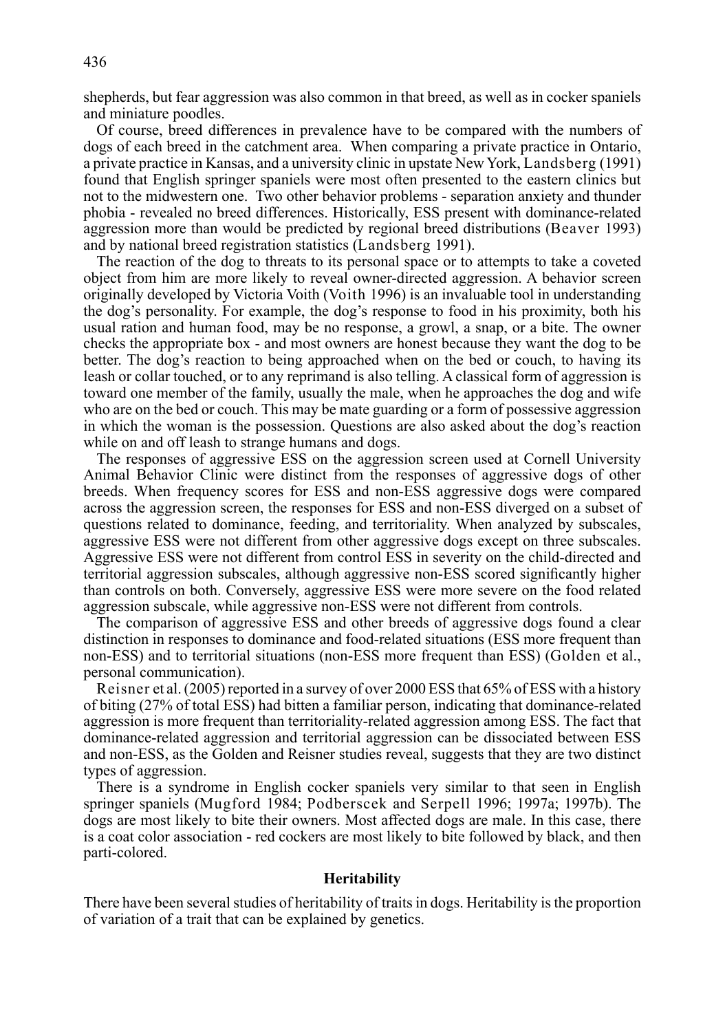shepherds, but fear aggression was also common in that breed, as well as in cocker spaniels and miniature poodles.

Of course, breed differences in prevalence have to be compared with the numbers of dogs of each breed in the catchment area. When comparing a private practice in Ontario, a private practice in Kansas, and a university clinic in upstate New York, Landsberg (1991) found that English springer spaniels were most often presented to the eastern clinics but not to the midwestern one. Two other behavior problems - separation anxiety and thunder phobia - revealed no breed differences. Historically, ESS present with dominance-related aggression more than would be predicted by regional breed distributions (Beaver 1993) and by national breed registration statistics (Landsberg 1991).

The reaction of the dog to threats to its personal space or to attempts to take a coveted object from him are more likely to reveal owner-directed aggression. A behavior screen originally developed by Victoria Voith (Voith 1996) is an invaluable tool in understanding the dog's personality. For example, the dog's response to food in his proximity, both his usual ration and human food, may be no response, a growl, a snap, or a bite. The owner checks the appropriate box - and most owners are honest because they want the dog to be better. The dog's reaction to being approached when on the bed or couch, to having its leash or collar touched, or to any reprimand is also telling. A classical form of aggression is toward one member of the family, usually the male, when he approaches the dog and wife who are on the bed or couch. This may be mate guarding or a form of possessive aggression in which the woman is the possession. Questions are also asked about the dog's reaction while on and off leash to strange humans and dogs.

The responses of aggressive ESS on the aggression screen used at Cornell University Animal Behavior Clinic were distinct from the responses of aggressive dogs of other breeds. When frequency scores for ESS and non-ESS aggressive dogs were compared across the aggression screen, the responses for ESS and non-ESS diverged on a subset of questions related to dominance, feeding, and territoriality. When analyzed by subscales, aggressive ESS were not different from other aggressive dogs except on three subscales. Aggressive ESS were not different from control ESS in severity on the child-directed and territorial aggression subscales, although aggressive non-ESS scored significantly higher than controls on both. Conversely, aggressive ESS were more severe on the food related aggression subscale, while aggressive non-ESS were not different from controls.

The comparison of aggressive ESS and other breeds of aggressive dogs found a clear distinction in responses to dominance and food-related situations (ESS more frequent than non-ESS) and to territorial situations (non-ESS more frequent than ESS) (Golden et al., personal communication).

Reisner et al. (2005) reported in a survey of over 2000 ESS that 65% of ESS with a history of biting (27% of total ESS) had bitten a familiar person, indicating that dominance-related aggression is more frequent than territoriality-related aggression among ESS. The fact that dominance-related aggression and territorial aggression can be dissociated between ESS and non-ESS, as the Golden and Reisner studies reveal, suggests that they are two distinct types of aggression.

There is a syndrome in English cocker spaniels very similar to that seen in English springer spaniels (Mugford 1984; Podberscek and Serpell 1996; 1997a; 1997b). The dogs are most likely to bite their owners. Most affected dogs are male. In this case, there is a coat color association - red cockers are most likely to bite followed by black, and then parti-colored.

## Heritability

There have been several studies of heritability of traits in dogs. Heritability is the proportion of variation of a trait that can be explained by genetics.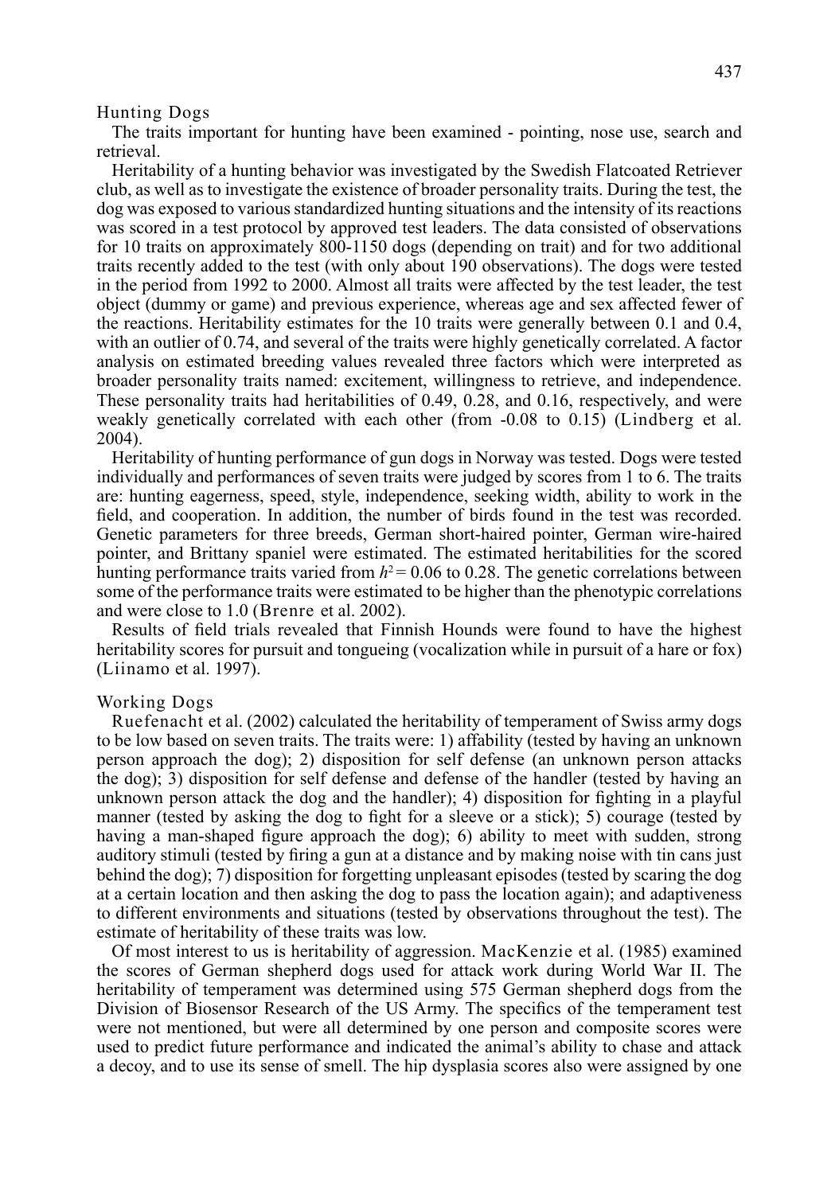### Hunting Dogs

The traits important for hunting have been examined - pointing, nose use, search and retrieval.

Heritability of a hunting behavior was investigated by the Swedish Flatcoated Retriever club, as well as to investigate the existence of broader personality traits. During the test, the dog was exposed to various standardized hunting situations and the intensity of its reactions was scored in a test protocol by approved test leaders. The data consisted of observations for 10 traits on approximately 800-1150 dogs (depending on trait) and for two additional traits recently added to the test (with only about 190 observations). The dogs were tested in the period from 1992 to 2000. Almost all traits were affected by the test leader, the test object (dummy or game) and previous experience, whereas age and sex affected fewer of the reactions. Heritability estimates for the 10 traits were generally between 0.1 and 0.4, with an outlier of 0.74, and several of the traits were highly genetically correlated. A factor analysis on estimated breeding values revealed three factors which were interpreted as broader personality traits named: excitement, willingness to retrieve, and independence. These personality traits had heritabilities of 0.49, 0.28, and 0.16, respectively, and were weakly genetically correlated with each other (from -0.08 to 0.15) (Lindberg et al. 2004).

Heritability of hunting performance of gun dogs in Norway was tested. Dogs were tested individually and performances of seven traits were judged by scores from 1 to 6. The traits are: hunting eagerness, speed, style, independence, seeking width, ability to work in the field, and cooperation. In addition, the number of birds found in the test was recorded. Genetic parameters for three breeds, German short-haired pointer, German wire-haired pointer, and Brittany spaniel were estimated. The estimated heritabilities for the scored hunting performance traits varied from $h^2 = 0.06$ to 0.28. The genetic correlations between some of the performance traits were estimated to be higher than the phenotypic correlations and were close to 1.0 (Brenre et al. 2002).

Results of field trials revealed that Finnish Hounds were found to have the highest heritability scores for pursuit and tongueing (vocalization while in pursuit of a hare or fox) (Liinamo et al. 1997).

### Working Dogs

Ruefenacht et al. (2002) calculated the heritability of temperament of Swiss army dogs to be low based on seven traits. The traits were: 1) affability (tested by having an unknown person approach the dog); 2) disposition for self defense (an unknown person attacks the dog); 3) disposition for self defense and defense of the handler (tested by having an unknown person attack the dog and the handler); 4) disposition for fighting in a playful manner (tested by asking the dog to fight for a sleeve or a stick); 5) courage (tested by having a man-shaped figure approach the dog); 6) ability to meet with sudden, strong auditory stimuli (tested by firing a gun at a distance and by making noise with tin cans just behind the dog); 7) disposition for forgetting unpleasant episodes (tested by scaring the dog at a certain location and then asking the dog to pass the location again); and adaptiveness to different environments and situations (tested by observations throughout the test). The estimate of heritability of these traits was low.

Of most interest to us is heritability of aggression. MacKenzie et al. (1985) examined the scores of German shepherd dogs used for attack work during World War II. The heritability of temperament was determined using 575 German shepherd dogs from the Division of Biosensor Research of the US Army. The specifics of the temperament test were not mentioned, but were all determined by one person and composite scores were used to predict future performance and indicated the animal's ability to chase and attack a decoy, and to use its sense of smell. The hip dysplasia scores also were assigned by one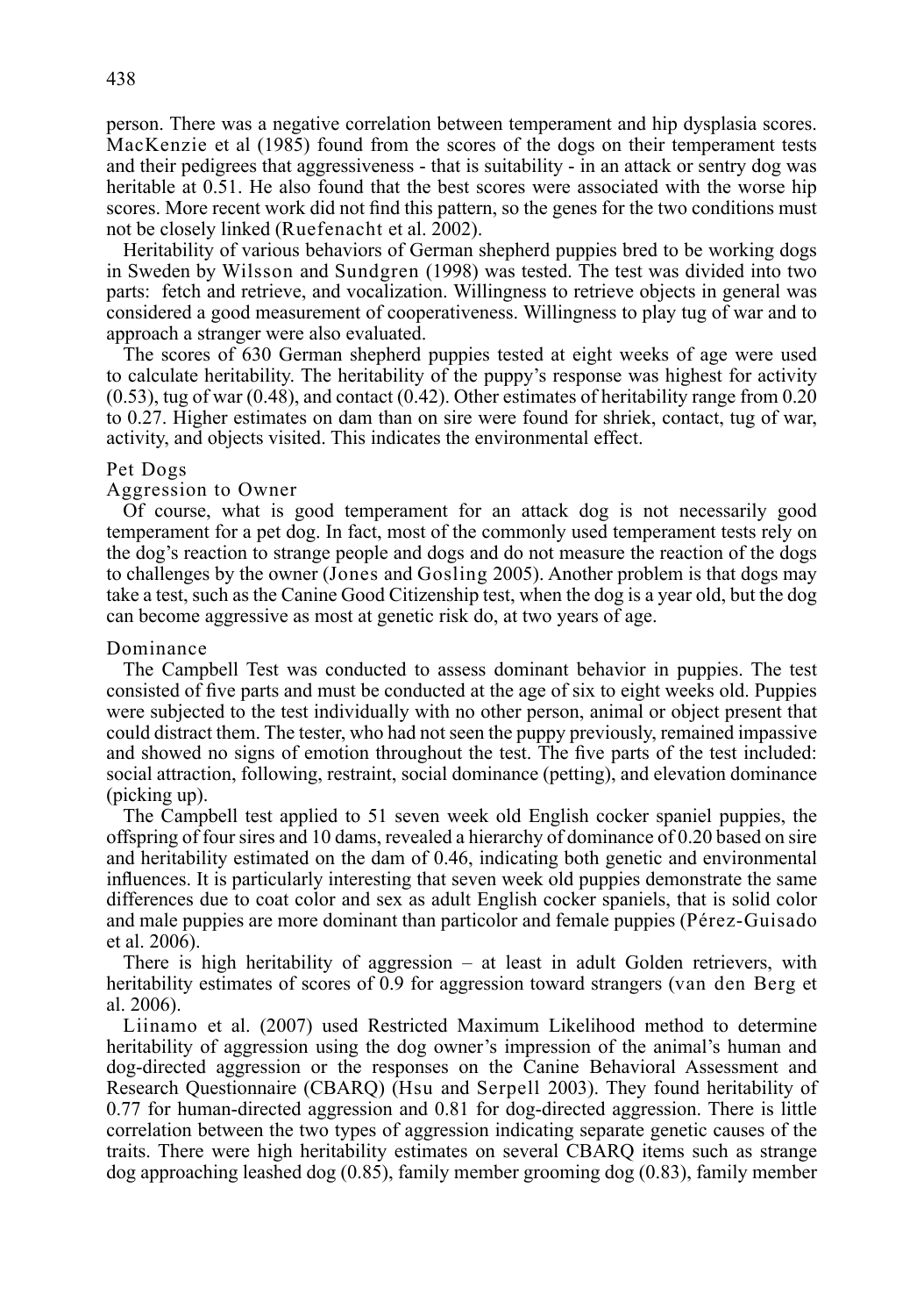person. There was a negative correlation between temperament and hip dysplasia scores. MacKenzie et al (1985) found from the scores of the dogs on their temperament tests and their pedigrees that aggressiveness - that is suitability - in an attack or sentry dog was heritable at 0.51. He also found that the best scores were associated with the worse hip scores. More recent work did not find this pattern, so the genes for the two conditions must not be closely linked (Ruefenacht et al. 2002).

Heritability of various behaviors of German shepherd puppies bred to be working dogs in Sweden by Wilsson and Sundgren (1998) was tested. The test was divided into two parts: fetch and retrieve, and vocalization. Willingness to retrieve objects in general was considered a good measurement of cooperativeness. Willingness to play tug of war and to approach a stranger were also evaluated.

The scores of 630 German shepherd puppies tested at eight weeks of age were used to calculate heritability. The heritability of the puppy's response was highest for activity (0.53), tug of war (0.48), and contact (0.42). Other estimates of heritability range from 0.20 to 0.27. Higher estimates on dam than on sire were found for shriek, contact, tug of war, activity, and objects visited. This indicates the environmental effect.

## Pet Dogs

### Aggression to Owner

Of course, what is good temperament for an attack dog is not necessarily good temperament for a pet dog. In fact, most of the commonly used temperament tests rely on the dog's reaction to strange people and dogs and do not measure the reaction of the dogs to challenges by the owner (Jones and Gosling 2005). Another problem is that dogs may take a test, such as the Canine Good Citizenship test, when the dog is a year old, but the dog can become aggressive as most at genetic risk do, at two years of age.

### Dominance

The Campbell Test was conducted to assess dominant behavior in puppies. The test consisted of five parts and must be conducted at the age of six to eight weeks old. Puppies were subjected to the test individually with no other person, animal or object present that could distract them. The tester, who had not seen the puppy previously, remained impassive and showed no signs of emotion throughout the test. The five parts of the test included: social attraction, following, restraint, social dominance (petting), and elevation dominance (picking up).

The Campbell test applied to 51 seven week old English cocker spaniel puppies, the offspring of four sires and 10 dams, revealed a hierarchy of dominance of 0.20 based on sire and heritability estimated on the dam of 0.46, indicating both genetic and environmental influences. It is particularly interesting that seven week old puppies demonstrate the same differences due to coat color and sex as adult English cocker spaniels, that is solid color and male puppies are more dominant than particolor and female puppies (Pérez-Guisado et al. 2006).

There is high heritability of aggression – at least in adult Golden retrievers, with heritability estimates of scores of 0.9 for aggression toward strangers (van den Berg et al. 2006).

Liinamo et al. (2007) used Restricted Maximum Likelihood method to determine heritability of aggression using the dog owner's impression of the animal's human and dog-directed aggression or the responses on the Canine Behavioral Assessment and Research Questionnaire (CBARQ) (Hsu and Serpell 2003). They found heritability of 0.77 for human-directed aggression and 0.81 for dog-directed aggression. There is little correlation between the two types of aggression indicating separate genetic causes of the traits. There were high heritability estimates on several CBARQ items such as strange dog approaching leashed dog (0.85), family member grooming dog (0.83), family member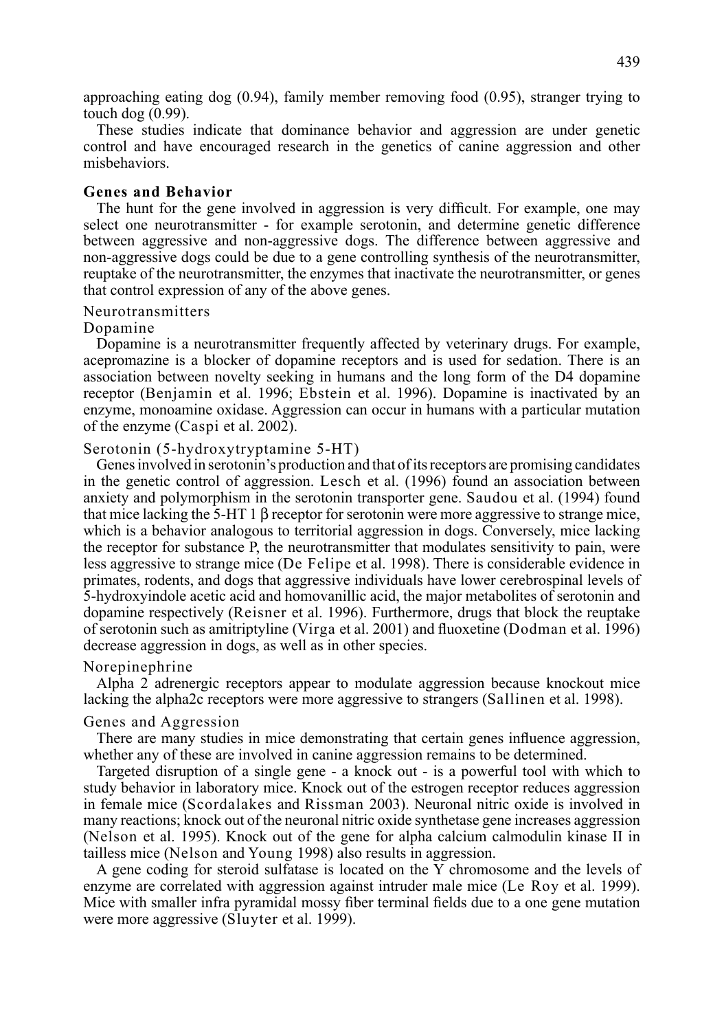approaching eating dog (0.94), family member removing food (0.95), stranger trying to touch dog (0.99).

These studies indicate that dominance behavior and aggression are under genetic control and have encouraged research in the genetics of canine aggression and other misbehaviors.

## Genes and Behavior

The hunt for the gene involved in aggression is very difficult. For example, one may select one neurotransmitter - for example serotonin, and determine genetic difference between aggressive and non-aggressive dogs. The difference between aggressive and non-aggressive dogs could be due to a gene controlling synthesis of the neurotransmitter, reuptake of the neurotransmitter, the enzymes that inactivate the neurotransmitter, or genes that control expression of any of the above genes.

### Neurotransmitters

#### Dopamine

Dopamine is a neurotransmitter frequently affected by veterinary drugs. For example, acepromazine is a blocker of dopamine receptors and is used for sedation. There is an association between novelty seeking in humans and the long form of the D4 dopamine receptor (Benjamin et al. 1996; Ebstein et al. 1996). Dopamine is inactivated by an enzyme, monoamine oxidase. Aggression can occur in humans with a particular mutation of the enzyme (Caspi et al. 2002).

#### Serotonin (5-hydroxytryptamine 5-HT)

Genes involved in serotonin's production and that of its receptors are promising candidates in the genetic control of aggression. Lesch et al. (1996) found an association between anxiety and polymorphism in the serotonin transporter gene. Saudou et al. (1994) found that mice lacking the 5-HT 1 β receptor for serotonin were more aggressive to strange mice, which is a behavior analogous to territorial aggression in dogs. Conversely, mice lacking the receptor for substance P, the neurotransmitter that modulates sensitivity to pain, were less aggressive to strange mice (De Felipe et al. 1998). There is considerable evidence in primates, rodents, and dogs that aggressive individuals have lower cerebrospinal levels of 5-hydroxyindole acetic acid and homovanillic acid, the major metabolites of serotonin and dopamine respectively (Reisner et al. 1996). Furthermore, drugs that block the reuptake of serotonin such as amitriptyline (Virga et al. 2001) and fluoxetine (Dodman et al. 1996) decrease aggression in dogs, as well as in other species.

#### Norepinephrine

Alpha 2 adrenergic receptors appear to modulate aggression because knockout mice lacking the alpha2c receptors were more aggressive to strangers (Sallinen et al. 1998).

### Genes and Aggression

There are many studies in mice demonstrating that certain genes influence aggression, whether any of these are involved in canine aggression remains to be determined.

Targeted disruption of a single gene - a knock out - is a powerful tool with which to study behavior in laboratory mice. Knock out of the estrogen receptor reduces aggression in female mice (Scordalakes and Rissman 2003). Neuronal nitric oxide is involved in many reactions; knock out of the neuronal nitric oxide synthetase gene increases aggression (Nelson et al. 1995). Knock out of the gene for alpha calcium calmodulin kinase II in tailless mice (Nelson and Young 1998) also results in aggression.

A gene coding for steroid sulfatase is located on the Y chromosome and the levels of enzyme are correlated with aggression against intruder male mice (Le Roy et al. 1999). Mice with smaller infra pyramidal mossy fiber terminal fields due to a one gene mutation were more aggressive (Sluyter et al. 1999).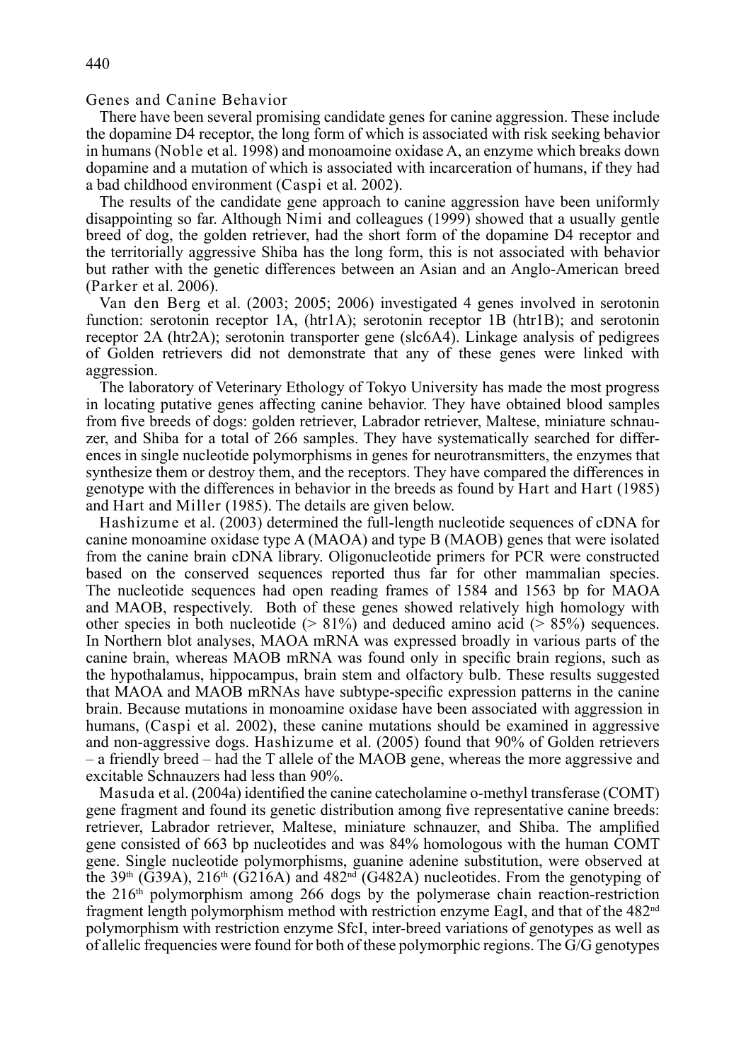## Genes and Canine Behavior

There have been several promising candidate genes for canine aggression. These include the dopamine D4 receptor, the long form of which is associated with risk seeking behavior in humans (Noble et al. 1998) and monoamoine oxidase A, an enzyme which breaks down dopamine and a mutation of which is associated with incarceration of humans, if they had a bad childhood environment (Caspi et al. 2002).

The results of the candidate gene approach to canine aggression have been uniformly disappointing so far. Although Nimi and colleagues (1999) showed that a usually gentle breed of dog, the golden retriever, had the short form of the dopamine D4 receptor and the territorially aggressive Shiba has the long form, this is not associated with behavior but rather with the genetic differences between an Asian and an Anglo-American breed (Parker et al. 2006).

Van den Berg et al. (2003; 2005; 2006) investigated 4 genes involved in serotonin function: serotonin receptor 1A, (htr1A); serotonin receptor 1B (htr1B); and serotonin receptor 2A (htr2A); serotonin transporter gene (slc6A4). Linkage analysis of pedigrees of Golden retrievers did not demonstrate that any of these genes were linked with aggression.

The laboratory of Veterinary Ethology of Tokyo University has made the most progress in locating putative genes affecting canine behavior. They have obtained blood samples from five breeds of dogs: golden retriever, Labrador retriever, Maltese, miniature schnauzer, and Shiba for a total of 266 samples. They have systematically searched for differences in single nucleotide polymorphisms in genes for neurotransmitters, the enzymes that synthesize them or destroy them, and the receptors. They have compared the differences in genotype with the differences in behavior in the breeds as found by Hart and Hart (1985) and Hart and Miller (1985). The details are given below.

Hashizume et al. (2003) determined the full-length nucleotide sequences of cDNA for canine monoamine oxidase type A (MAOA) and type B (MAOB) genes that were isolated from the canine brain cDNA library. Oligonucleotide primers for PCR were constructed based on the conserved sequences reported thus far for other mammalian species. The nucleotide sequences had open reading frames of 1584 and 1563 bp for MAOA and MAOB, respectively. Both of these genes showed relatively high homology with other species in both nucleotide (> 81%) and deduced amino acid (> 85%) sequences. In Northern blot analyses, MAOA mRNA was expressed broadly in various parts of the canine brain, whereas MAOB mRNA was found only in specific brain regions, such as the hypothalamus, hippocampus, brain stem and olfactory bulb. These results suggested that MAOA and MAOB mRNAs have subtype-specific expression patterns in the canine brain. Because mutations in monoamine oxidase have been associated with aggression in humans, (Caspi et al. 2002), these canine mutations should be examined in aggressive and non-aggressive dogs. Hashizume et al. (2005) found that 90% of Golden retrievers – a friendly breed – had the T allele of the MAOB gene, whereas the more aggressive and excitable Schnauzers had less than 90%.

Masuda et al. (2004a) identified the canine catecholamine o-methyl transferase (COMT) gene fragment and found its genetic distribution among five representative canine breeds: retriever, Labrador retriever, Maltese, miniature schnauzer, and Shiba. The amplified gene consisted of 663 bp nucleotides and was 84% homologous with the human COMT gene. Single nucleotide polymorphisms, guanine adenine substitution, were observed at the 39th (G39A), 216th (G216A) and 482nd (G482A) nucleotides. From the genotyping of the 216th polymorphism among 266 dogs by the polymerase chain reaction-restriction fragment length polymorphism method with restriction enzyme EagI, and that of the 482nd polymorphism with restriction enzyme SfcI, inter-breed variations of genotypes as well as of allelic frequencies were found for both of these polymorphic regions. The G/G genotypes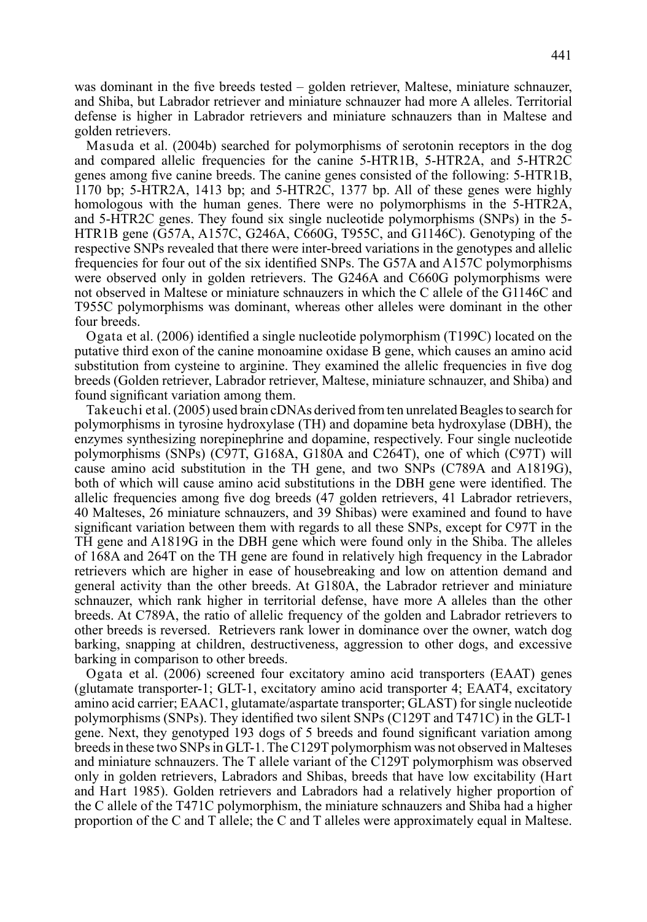was dominant in the five breeds tested – golden retriever, Maltese, miniature schnauzer, and Shiba, but Labrador retriever and miniature schnauzer had more A alleles. Territorial defense is higher in Labrador retrievers and miniature schnauzers than in Maltese and golden retrievers.

Masuda et al. (2004b) searched for polymorphisms of serotonin receptors in the dog and compared allelic frequencies for the canine 5-HTR1B, 5-HTR2A, and 5-HTR2C genes among five canine breeds. The canine genes consisted of the following: 5-HTR1B, 1170 bp; 5-HTR2A, 1413 bp; and 5-HTR2C, 1377 bp. All of these genes were highly homologous with the human genes. There were no polymorphisms in the 5-HTR2A, and 5-HTR2C genes. They found six single nucleotide polymorphisms (SNPs) in the 5-HTR1B gene (G57A, A157C, G246A, C660G, T955C, and G1146C). Genotyping of the respective SNPs revealed that there were inter-breed variations in the genotypes and allelic frequencies for four out of the six identified SNPs. The G57A and A157C polymorphisms were observed only in golden retrievers. The G246A and C660G polymorphisms were not observed in Maltese or miniature schnauzers in which the C allele of the G1146C and T955C polymorphisms was dominant, whereas other alleles were dominant in the other four breeds.

Ogata et al. (2006) identified a single nucleotide polymorphism (T199C) located on the putative third exon of the canine monoamine oxidase B gene, which causes an amino acid substitution from cysteine to arginine. They examined the allelic frequencies in five dog breeds (Golden retriever, Labrador retriever, Maltese, miniature schnauzer, and Shiba) and found significant variation among them.

Takeuchi et al. (2005) used brain cDNAs derived from ten unrelated Beagles to search for polymorphisms in tyrosine hydroxylase (TH) and dopamine beta hydroxylase (DBH), the enzymes synthesizing norepinephrine and dopamine, respectively. Four single nucleotide polymorphisms (SNPs) (C97T, G168A, G180A and C264T), one of which (C97T) will cause amino acid substitution in the TH gene, and two SNPs (C789A and A1819G), both of which will cause amino acid substitutions in the DBH gene were identified. The allelic frequencies among five dog breeds (47 golden retrievers, 41 Labrador retrievers, 40 Malteses, 26 miniature schnauzers, and 39 Shibas) were examined and found to have significant variation between them with regards to all these SNPs, except for C97T in the TH gene and A1819G in the DBH gene which were found only in the Shiba. The alleles of 168A and 264T on the TH gene are found in relatively high frequency in the Labrador retrievers which are higher in ease of housebreaking and low on attention demand and general activity than the other breeds. At G180A, the Labrador retriever and miniature schnauzer, which rank higher in territorial defense, have more A alleles than the other breeds. At C789A, the ratio of allelic frequency of the golden and Labrador retrievers to other breeds is reversed. Retrievers rank lower in dominance over the owner, watch dog barking, snapping at children, destructiveness, aggression to other dogs, and excessive barking in comparison to other breeds.

Ogata et al. (2006) screened four excitatory amino acid transporters (EAAT) genes (glutamate transporter-1; GLT-1, excitatory amino acid transporter 4; EAAT4, excitatory amino acid carrier; EAAC1, glutamate/aspartate transporter; GLAST) for single nucleotide polymorphisms (SNPs). They identified two silent SNPs (C129T and T471C) in the GLT-1 gene. Next, they genotyped 193 dogs of 5 breeds and found significant variation among breeds in these two SNPs in GLT-1. The C129T polymorphism was not observed in Malteses and miniature schnauzers. The T allele variant of the C129T polymorphism was observed only in golden retrievers, Labradors and Shibas, breeds that have low excitability (Hart and Hart 1985). Golden retrievers and Labradors had a relatively higher proportion of the C allele of the T471C polymorphism, the miniature schnauzers and Shiba had a higher proportion of the C and T allele; the C and T alleles were approximately equal in Maltese.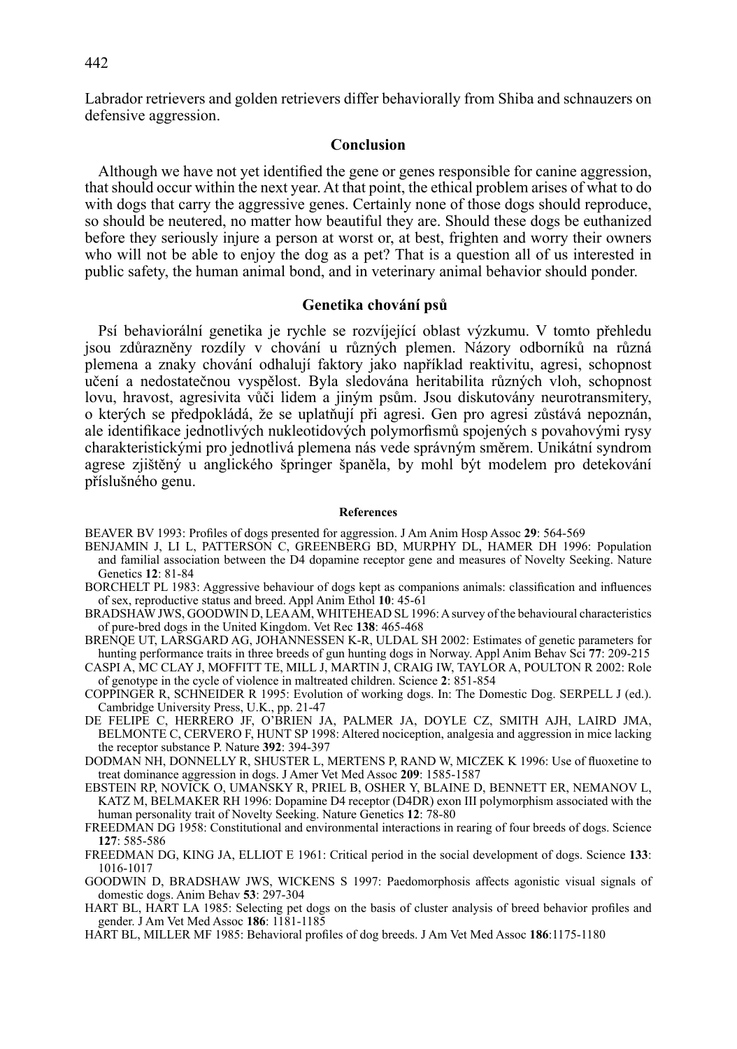Labrador retrievers and golden retrievers differ behaviorally from Shiba and schnauzers on defensive aggression.

## Conclusion

Although we have not yet identified the gene or genes responsible for canine aggression, that should occur within the next year. At that point, the ethical problem arises of what to do with dogs that carry the aggressive genes. Certainly none of those dogs should reproduce, so should be neutered, no matter how beautiful they are. Should these dogs be euthanized before they seriously injure a person at worst or, at best, frighten and worry their owners who will not be able to enjoy the dog as a pet? That is a question all of us interested in public safety, the human animal bond, and in veterinary animal behavior should ponder.

## Genetika chování psů

Psí behaviorální genetika je rychle se rozvíjející oblast výzkumu. V tomto přehledu jsou zdůrazněny rozdíly v chování u různých plemen. Názory odborníků na různá plemena a znaky chování odhalují faktory jako například reaktivitu, agresi, schopnost učení a nedostatečnou vyspělost. Byla sledována heritabilita různých vloh, schopnost lovu, hravost, agresivita vůči lidem a jiným psům. Jsou diskutovány neurotransmitery, o kterých se předpokládá, že se uplatňují při agresi. Gen pro agresi zůstává nepoznán, ale identifikace jednotlivých nukleotidových polymorfismů spojených s povahovými rysy charakteristickými pro jednotlivá plemena nás vede správným směrem. Unikátní syndrom agrese zjištěný u anglického špringer španěla, by mohl být modelem pro detekování příslušného genu.

### References

BEAVER BV 1993: Profiles of dogs presented for aggression. J Am Anim Hosp Assoc **29**: 564-569

BENJAMIN J, LI L, PATTERSON C, GREENBERG BD, MURPHY DL, HAMER DH 1996: Population and familial association between the D4 dopamine receptor gene and measures of Novelty Seeking. Nature Genetics **12**: 81-84

BORCHELT PL 1983: Aggressive behaviour of dogs kept as companions animals: classification and influences of sex, reproductive status and breed. Appl Anim Ethol **10**: 45-61

BRADSHAW JWS, GOODWIN D, LEA AM, WHITEHEAD SL 1996: A survey of the behavioural characteristics of pure-bred dogs in the United Kingdom. Vet Rec **138**: 465-468

BRENQE UT, LARSGARD AG, JOHANNESSEN K-R, ULDAL SH 2002: Estimates of genetic parameters for hunting performance traits in three breeds of gun hunting dogs in Norway. Appl Anim Behav Sci **77**: 209-215

CASPI A, MC CLAY J, MOFFITT TE, MILL J, MARTIN J, CRAIG IW, TAYLOR A, POULTON R 2002: Role of genotype in the cycle of violence in maltreated children. Science **2**: 851-854

COPPINGER R, SCHNEIDER R 1995: Evolution of working dogs. In: The Domestic Dog. SERPELL J (ed.). Cambridge University Press, U.K., pp. 21-47

DE FELIPE C, HERRERO JF, O'BRIEN JA, PALMER JA, DOYLE CZ, SMITH AJH, LAIRD JMA, BELMONTE C, CERVERO F, HUNT SP 1998: Altered nociception, analgesia and aggression in mice lacking the receptor substance P. Nature **392**: 394-397

DODMAN NH, DONNELLY R, SHUSTER L, MERTENS P, RAND W, MICZEK K 1996: Use of fluoxetine to treat dominance aggression in dogs. J Amer Vet Med Assoc **209**: 1585-1587

EBSTEIN RP, NOVICK O, UMANSKY R, PRIEL B, OSHER Y, BLAINE D, BENNETT ER, NEMANOV L, KATZ M, BELMAKER RH 1996: Dopamine D4 receptor (D4DR) exon III polymorphism associated with the human personality trait of Novelty Seeking. Nature Genetics **12**: 78-80

FREEDMAN DG 1958: Constitutional and environmental interactions in rearing of four breeds of dogs. Science **127**: 585-586

FREEDMAN DG, KING JA, ELLIOT E 1961: Critical period in the social development of dogs. Science **133**: 1016-1017

GOODWIN D, BRADSHAW JWS, WICKENS S 1997: Paedomorphosis affects agonistic visual signals of domestic dogs. Anim Behav **53**: 297-304

HART BL, HART LA 1985: Selecting pet dogs on the basis of cluster analysis of breed behavior profiles and gender. J Am Vet Med Assoc **186**: 1181-1185

HART BL, MILLER MF 1985: Behavioral profiles of dog breeds. J Am Vet Med Assoc **186**:1175-1180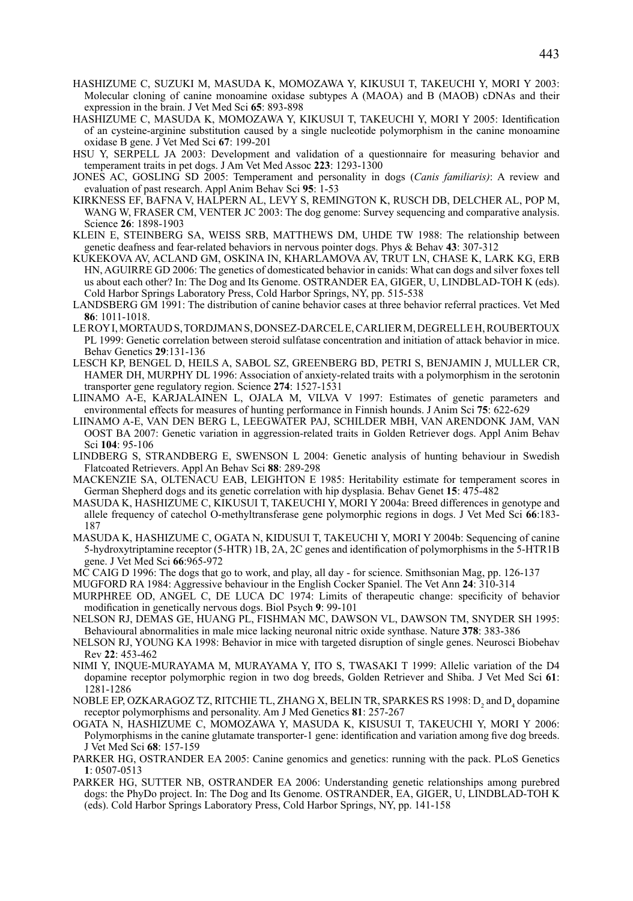HASHIZUME C, SUZUKI M, MASUDA K, MOMOZAWA Y, KIKUSUI T, TAKEUCHI Y, MORI Y 2003: Molecular cloning of canine monoamine oxidase subtypes A (MAOA) and B (MAOB) cDNAs and their expression in the brain. J Vet Med Sci **65**: 893-898

HASHIZUME C, MASUDA K, MOMOZAWA Y, KIKUSUI T, TAKEUCHI Y, MORI Y 2005: Identification of an cysteine-arginine substitution caused by a single nucleotide polymorphism in the canine monoamine oxidase B gene. J Vet Med Sci **67**: 199-201

HSU Y, SERPELL JA 2003: Development and validation of a questionnaire for measuring behavior and temperament traits in pet dogs. J Am Vet Med Assoc **223**: 1293-1300

JONES AC, GOSLING SD 2005: Temperament and personality in dogs (*Canis familiaris)*: A review and evaluation of past research. Appl Anim Behav Sci **95**: 1-53

KIRKNESS EF, BAFNA V, HALPERN AL, LEVY S, REMINGTON K, RUSCH DB, DELCHER AL, POP M, WANG W, FRASER CM, VENTER JC 2003: The dog genome: Survey sequencing and comparative analysis. Science **26**: 1898-1903

KLEIN E, STEINBERG SA, WEISS SRB, MATTHEWS DM, UHDE TW 1988: The relationship between genetic deafness and fear-related behaviors in nervous pointer dogs. Phys & Behav **43**: 307-312

KUKEKOVA AV, ACLAND GM, OSKINA IN, KHARLAMOVA AV, TRUT LN, CHASE K, LARK KG, ERB HN, AGUIRRE GD 2006: The genetics of domesticated behavior in canids: What can dogs and silver foxes tell us about each other? In: The Dog and Its Genome. OSTRANDER EA, GIGER, U, LINDBLAD-TOH K (eds). Cold Harbor Springs Laboratory Press, Cold Harbor Springs, NY, pp. 515-538

LANDSBERG GM 1991: The distribution of canine behavior cases at three behavior referral practices. Vet Med **86**: 1011-1018.

LE ROY I, MORTAUD S, TORDJMAN S, DONSEZ-DARCEL E, CARLIER M, DEGRELLE H, ROUBERTOUX PL 1999: Genetic correlation between steroid sulfatase concentration and initiation of attack behavior in mice. Behav Genetics **29**:131-136

LESCH KP, BENGEL D, HEILS A, SABOL SZ, GREENBERG BD, PETRI S, BENJAMIN J, MULLER CR, HAMER DH, MURPHY DL 1996: Association of anxiety-related traits with a polymorphism in the serotonin transporter gene regulatory region. Science **274**: 1527-1531

LIINAMO A-E, KARJALAINEN L, OJALA M, VILVA V 1997: Estimates of genetic parameters and environmental effects for measures of hunting performance in Finnish hounds. J Anim Sci **75**: 622-629

LIINAMO A-E, VAN DEN BERG L, LEEGWATER PAJ, SCHILDER MBH, VAN ARENDONK JAM, VAN OOST BA 2007: Genetic variation in aggression-related traits in Golden Retriever dogs. Appl Anim Behav Sci **104**: 95-106

LINDBERG S, STRANDBERG E, SWENSON L 2004: Genetic analysis of hunting behaviour in Swedish Flatcoated Retrievers. Appl An Behav Sci **88**: 289-298

MACKENZIE SA, OLTENACU EAB, LEIGHTON E 1985: Heritability estimate for temperament scores in German Shepherd dogs and its genetic correlation with hip dysplasia. Behav Genet **15**: 475-482

MASUDA K, HASHIZUME C, KIKUSUI T, TAKEUCHI Y, MORI Y 2004a: Breed differences in genotype and allele frequency of catechol O-methyltransferase gene polymorphic regions in dogs. J Vet Med Sci **66**:183-187

MASUDA K, HASHIZUME C, OGATA N, KIDUSUI T, TAKEUCHI Y, MORI Y 2004b: Sequencing of canine 5-hydroxytriptamine receptor (5-HTR) 1B, 2A, 2C genes and identification of polymorphisms in the 5-HTR1B gene. J Vet Med Sci **66**:965-972

MC CAIG D 1996: The dogs that go to work, and play, all day - for science. Smithsonian Mag, pp. 126-137

MUGFORD RA 1984: Aggressive behaviour in the English Cocker Spaniel. The Vet Ann **24**: 310-314

MURPHREE OD, ANGEL C, DE LUCA DC 1974: Limits of therapeutic change: specificity of behavior modification in genetically nervous dogs. Biol Psych **9**: 99-101

NELSON RJ, DEMAS GE, HUANG PL, FISHMAN MC, DAWSON VL, DAWSON TM, SNYDER SH 1995: Behavioural abnormalities in male mice lacking neuronal nitric oxide synthase. Nature **378**: 383-386

NELSON RJ, YOUNG KA 1998: Behavior in mice with targeted disruption of single genes. Neurosci Biobehav Rev **22**: 453-462

NIMI Y, INQUE-MURAYAMA M, MURAYAMA Y, ITO S, TWASAKI T 1999: Allelic variation of the D4 dopamine receptor polymorphic region in two dog breeds, Golden Retriever and Shiba. J Vet Med Sci **61**: 1281-1286

NOBLE EP, OZKARAGOZ TZ, RITCHIE TL, ZHANG X, BELIN TR, SPARKES RS 1998: $D_2$ and $D_4$ dopamine receptor polymorphisms and personality. Am J Med Genetics **81**: 257-267

OGATA N, HASHIZUME C, MOMOZAWA Y, MASUDA K, KISUSUI T, TAKEUCHI Y, MORI Y 2006: Polymorphisms in the canine glutamate transporter-1 gene: identification and variation among five dog breeds. J Vet Med Sci **68**: 157-159

PARKER HG, OSTRANDER EA 2005: Canine genomics and genetics: running with the pack. PLoS Genetics **1**: 0507-0513

PARKER HG, SUTTER NB, OSTRANDER EA 2006: Understanding genetic relationships among purebred dogs: the PhyDo project. In: The Dog and Its Genome. OSTRANDER, EA, GIGER, U, LINDBLAD-TOH K (eds). Cold Harbor Springs Laboratory Press, Cold Harbor Springs, NY, pp. 141-158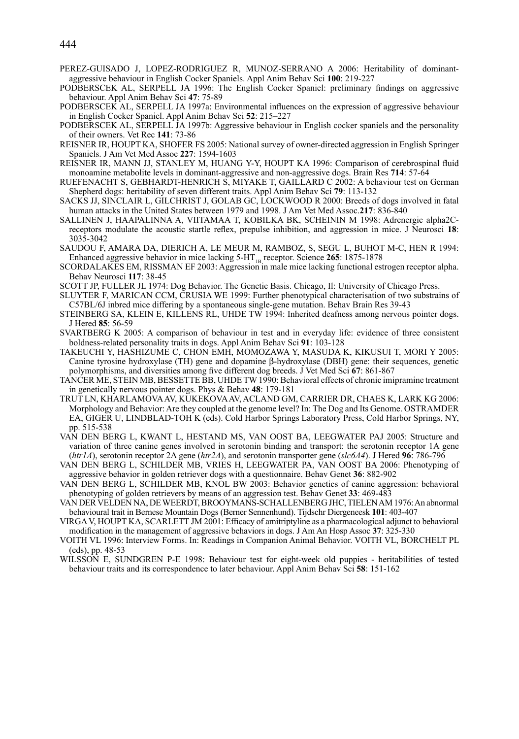PEREZ-GUISADO J, LOPEZ-RODRIGUEZ R, MUNOZ-SERRANO A 2006: Heritability of dominant-aggressive behaviour in English Cocker Spaniels. Appl Anim Behav Sci **100**: 219-227

PODBERSCEK AL, SERPELL JA 1996: The English Cocker Spaniel: preliminary findings on aggressive behaviour. Appl Anim Behav Sci **47**: 75-89

PODBERSCEK AL, SERPELL JA 1997a: Environmental influences on the expression of aggressive behaviour in English Cocker Spaniel. Appl Anim Behav Sci **52**: 215–227

PODBERSCEK AL, SERPELL JA 1997b: Aggressive behaviour in English cocker spaniels and the personality of their owners. Vet Rec **141**: 73-86

REISNER IR, HOUPT KA, SHOFER FS 2005: National survey of owner-directed aggression in English Springer Spaniels. J Am Vet Med Assoc **227**: 1594-1603

REISNER IR, MANN JJ, STANLEY M, HUANG Y-Y, HOUPT KA 1996: Comparison of cerebrospinal fluid monoamine metabolite levels in dominant-aggressive and non-aggressive dogs. Brain Res **714**: 57-64

RUEFENACHT S, GEBHARDT-HENRICH S, MIYAKE T, GAILLARD C 2002: A behaviour test on German Shepherd dogs: heritability of seven different traits. Appl Anim Behav Sci **79**: 113-132

SACKS JJ, SINCLAIR L, GILCHRIST J, GOLAB GC, LOCKWOOD R 2000: Breeds of dogs involved in fatal human attacks in the United States between 1979 and 1998. J Am Vet Med Assoc.**217**: 836-840

SALLINEN J, HAAPALINNA A, VIITAMAA T, KOBILKA BK, SCHEININ M 1998: Adrenergic alpha2C-receptors modulate the acoustic startle reflex, prepulse inhibition, and aggression in mice. J Neurosci **18**: 3035-3042

SAUDOU F, AMARA DA, DIERICH A, LE MEUR M, RAMBOZ, S, SEGU L, BUHOT M-C, HEN R 1994: Enhanced aggressive behavior in mice lacking 5-$HT_{1B}$ receptor. Science **265**: 1875-1878

SCORDALAKES EM, RISSMAN EF 2003: Aggression in male mice lacking functional estrogen receptor alpha. Behav Neurosci **117**: 38-45

SCOTT JP, FULLER JL 1974: Dog Behavior. The Genetic Basis. Chicago, Il: University of Chicago Press.

SLUYTER F, MARICAN CCM, CRUSIA WE 1999: Further phenotypical characterisation of two substrains of C57BL/6J inbred mice differing by a spontaneous single-gene mutation. Behav Brain Res 39-43

STEINBERG SA, KLEIN E, KILLENS RL, UHDE TW 1994: Inherited deafness among nervous pointer dogs. J Hered **85**: 56-59

SVARTBERG K 2005: A comparison of behaviour in test and in everyday life: evidence of three consistent boldness-related personality traits in dogs. Appl Anim Behav Sci **91**: 103-128

TAKEUCHI Y, HASHIZUME C, CHON EMH, MOMOZAWA Y, MASUDA K, KIKUSUI T, MORI Y 2005: Canine tyrosine hydroxylase (TH) gene and dopamine β-hydroxylase (DBH) gene: their sequences, genetic polymorphisms, and diversities among five different dog breeds. J Vet Med Sci **67**: 861-867

TANCER ME, STEIN MB, BESSETTE BB, UHDE TW 1990: Behavioral effects of chronic imipramine treatment in genetically nervous pointer dogs. Phys & Behav **48**: 179-181

TRUT LN, KHARLAMOVA AV, KUKEKOVA AV, ACLAND GM, CARRIER DR, CHAES K, LARK KG 2006: Morphology and Behavior: Are they coupled at the genome level? In: The Dog and Its Genome. OSTRAMDER EA, GIGER U, LINDBLAD-TOH K (eds). Cold Harbor Springs Laboratory Press, Cold Harbor Springs, NY, pp. 515-538

VAN DEN BERG L, KWANT L, HESTAND MS, VAN OOST BA, LEEGWATER PAJ 2005: Structure and variation of three canine genes involved in serotonin binding and transport: the serotonin receptor 1A gene (*htr1A*), serotonin receptor 2A gene (*htr2A*), and serotonin transporter gene (*slc6A4*). J Hered **96**: 786-796

VAN DEN BERG L, SCHILDER MB, VRIES H, LEEGWATER PA, VAN OOST BA 2006: Phenotyping of aggressive behavior in golden retriever dogs with a questionnaire. Behav Genet **36**: 882-902

VAN DEN BERG L, SCHILDER MB, KNOL BW 2003: Behavior genetics of canine aggression: behavioral phenotyping of golden retrievers by means of an aggression test. Behav Genet **33**: 469-483

VAN DER VELDEN NA, DE WEERDT, BROOYMANS-SCHALLENBERG JHC, TIELEN AM 1976: An abnormal behavioural trait in Bernese Mountain Dogs (Berner Sennenhund). Tijdschr Diergeneesk **101**: 403-407

VIRGA V, HOUPT KA, SCARLETT JM 2001: Efficacy of amitriptyline as a pharmacological adjunct to behavioral modification in the management of aggressive behaviors in dogs. J Am An Hosp Assoc **37**: 325-330

VOITH VL 1996: Interview Forms. In: Readings in Companion Animal Behavior. VOITH VL, BORCHELT PL (eds), pp. 48-53

WILSSON E, SUNDGREN P-E 1998: Behaviour test for eight-week old puppies - heritabilities of tested behaviour traits and its correspondence to later behaviour. Appl Anim Behav Sci **58**: 151-162